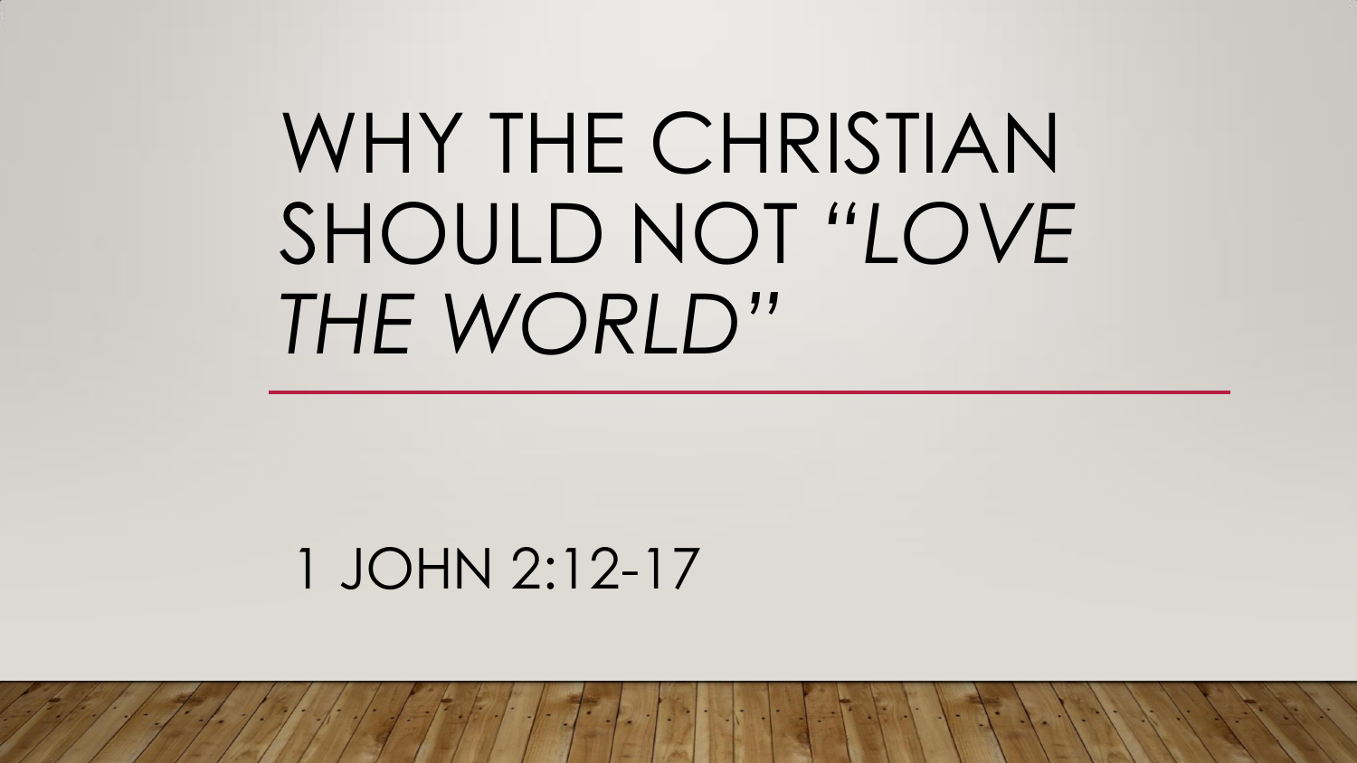# WHY THE CHRISTIAN SHOULD NOT *"LOVE THE WORLD"*

1 JOHN 2:12-17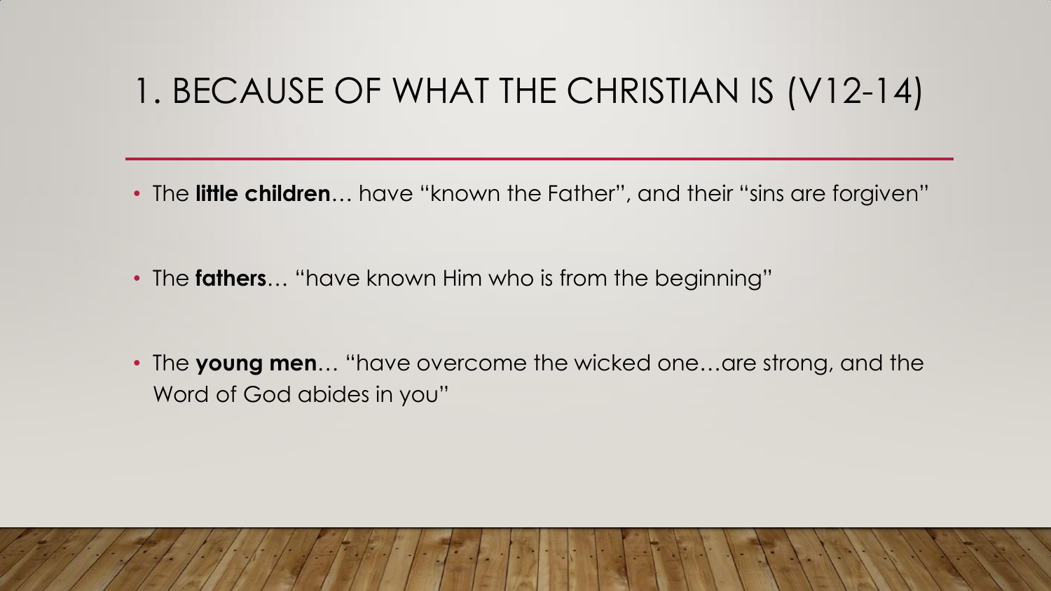# 1. BECAUSE OF WHAT THE CHRISTIAN IS (V12-14)

- The **little children**… have "known the Father", and their "sins are forgiven"
- The **fathers**… "have known Him who is from the beginning"
- The **young men**… "have overcome the wicked one…are strong, and the Word of God abides in you"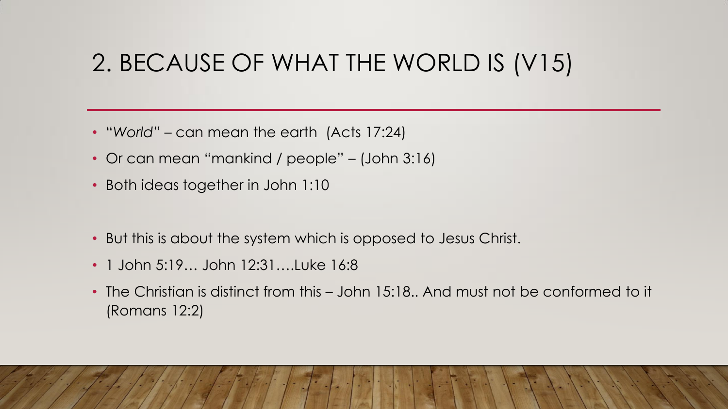# 2. BECAUSE OF WHAT THE WORLD IS (V15)

- "*World"* – can mean the earth (Acts 17:24)
- Or can mean "mankind / people" – (John 3:16)
- Both ideas together in John 1:10

- But this is about the system which is opposed to Jesus Christ.
- 1 John 5:19… John 12:31….Luke 16:8
- The Christian is distinct from this – John 15:18.. And must not be conformed to it (Romans 12:2)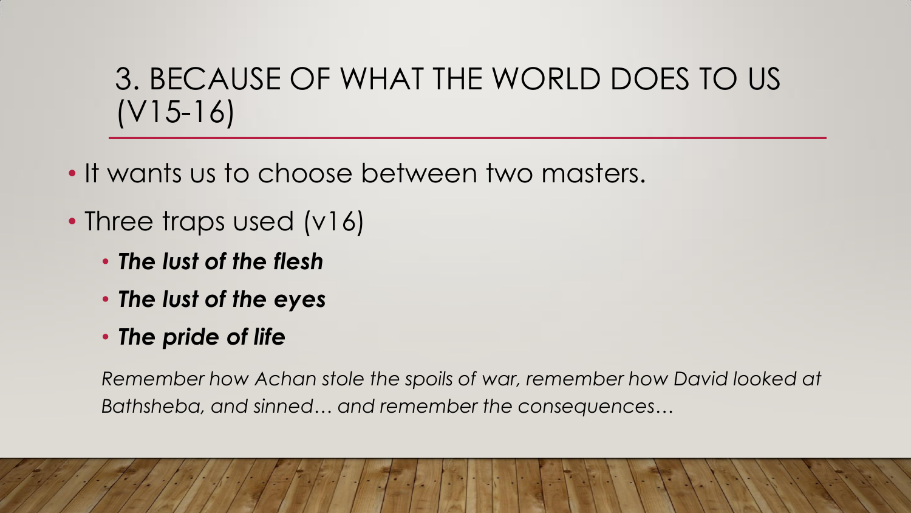# 3. BECAUSE OF WHAT THE WORLD DOES TO US (V15-16)

- It wants us to choose between two masters.
- Three traps used (v16)
  - ***The lust of the flesh***
  - ***The lust of the eyes***
  - ***The pride of life***

*Remember how Achan stole the spoils of war, remember how David looked at Bathsheba, and sinned… and remember the consequences…*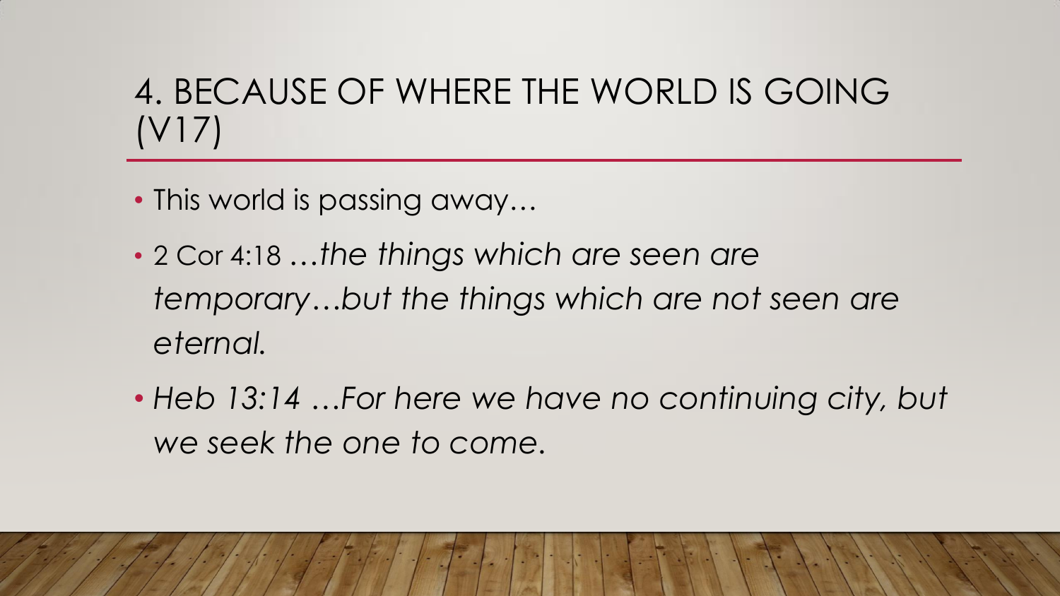# 4. BECAUSE OF WHERE THE WORLD IS GOING (V17)

- This world is passing away…
- 2 Cor 4:18 *…the things which are seen are temporary…but the things which are not seen are eternal.*
- *Heb 13:14 …For here we have no continuing city, but we seek the one to come.*